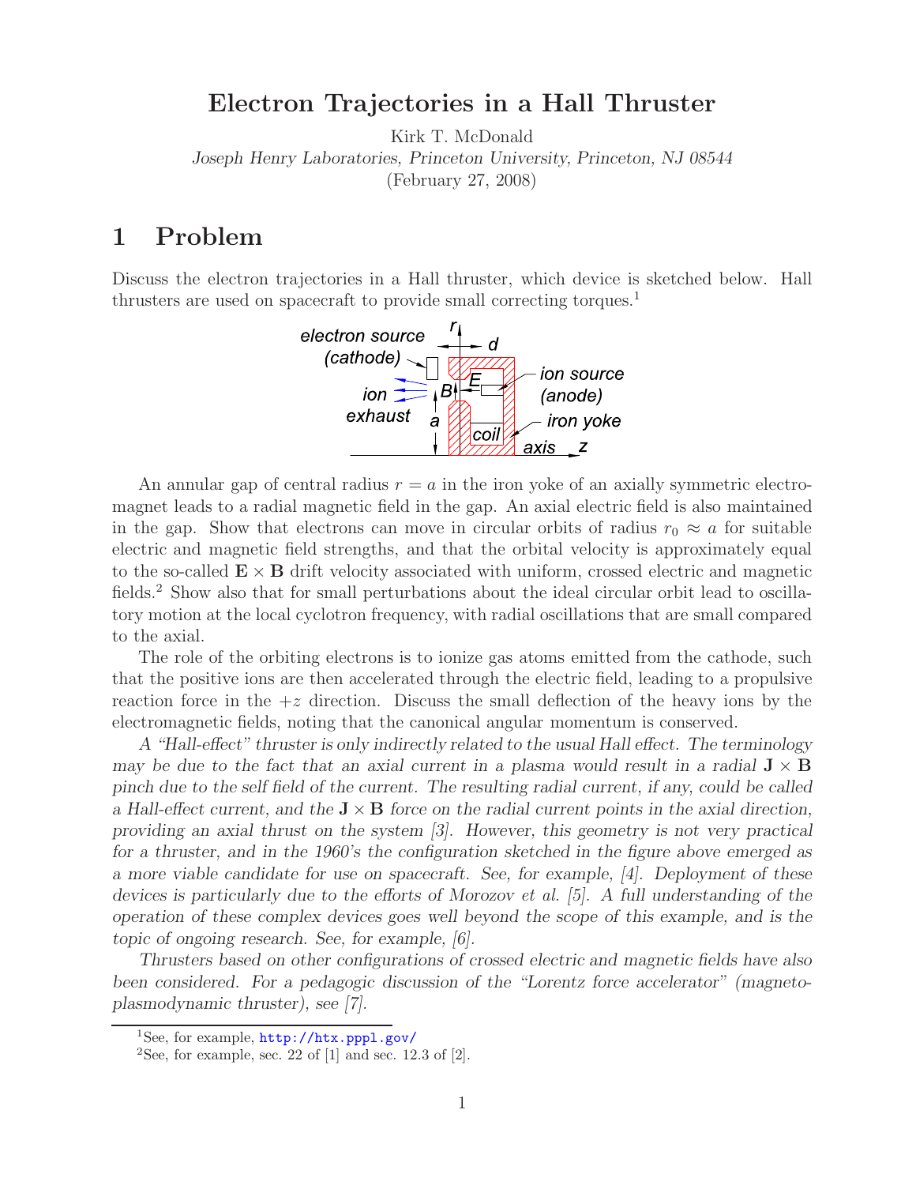# Electron Trajectories in a Hall Thruster

Kirk T. McDonald

*Joseph Henry Laboratories, Princeton University, Princeton, NJ 08544*

(February 27, 2008)

## 1 Problem

Discuss the electron trajectories in a Hall thruster, which device is sketched below. Hall thrusters are used on spacecraft to provide small correcting torques.[1]

An annular gap of central radius $r = a$ in the iron yoke of an axially symmetric electromagnet leads to a radial magnetic field in the gap. An axial electric field is also maintained in the gap. Show that electrons can move in circular orbits of radius $r_0 \approx a$ for suitable electric and magnetic field strengths, and that the orbital velocity is approximately equal to the so-called $\mathbf{E} \times \mathbf{B}$ drift velocity associated with uniform, crossed electric and magnetic fields.[2] Show also that for small perturbations about the ideal circular orbit lead to oscillatory motion at the local cyclotron frequency, with radial oscillations that are small compared to the axial.

The role of the orbiting electrons is to ionize gas atoms emitted from the cathode, such that the positive ions are then accelerated through the electric field, leading to a propulsive reaction force in the $+z$ direction. Discuss the small deflection of the heavy ions by the electromagnetic fields, noting that the canonical angular momentum is conserved.

*A "Hall-effect" thruster is only indirectly related to the usual Hall effect. The terminology may be due to the fact that an axial current in a plasma would result in a radial* $\mathbf{J} \times \mathbf{B}$ *pinch due to the self field of the current. The resulting radial current, if any, could be called a Hall-effect current, and the* $\mathbf{J} \times \mathbf{B}$ *force on the radial current points in the axial direction, providing an axial thrust on the system [3]. However, this geometry is not very practical for a thruster, and in the 1960's the configuration sketched in the figure above emerged as a more viable candidate for use on spacecraft. See, for example, [4]. Deployment of these devices is particularly due to the efforts of Morozov et al. [5]. A full understanding of the operation of these complex devices goes well beyond the scope of this example, and is the topic of ongoing research. See, for example, [6].*

*Thrusters based on other configurations of crossed electric and magnetic fields have also been considered. For a pedagogic discussion of the "Lorentz force accelerator" (magnetoplasmodynamic thruster), see [7].*

---

[1] See, for example, http://htx.pppl.gov/

[2] See, for example, sec. 22 of [1] and sec. 12.3 of [2].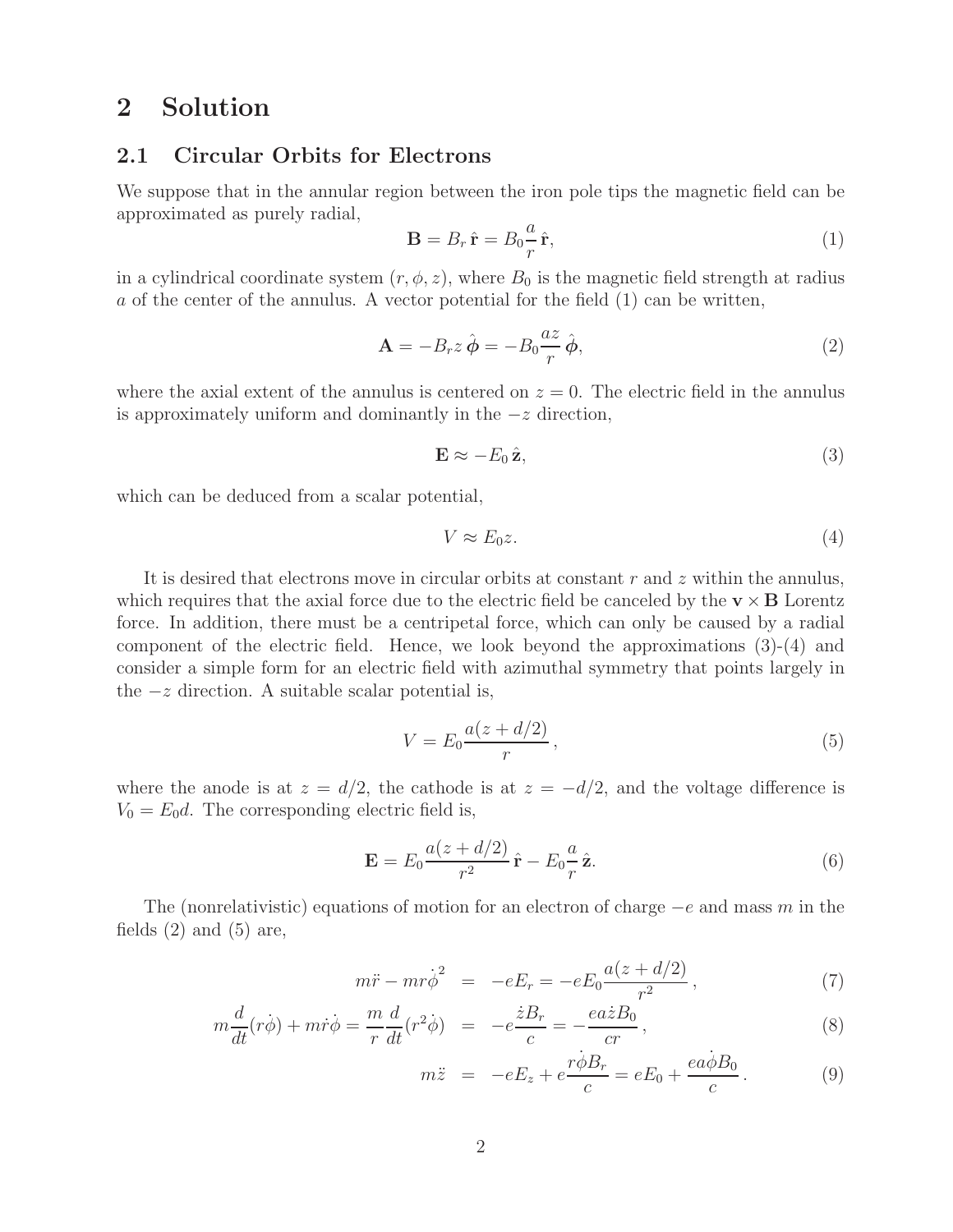## 2 Solution

### 2.1 Circular Orbits for Electrons

We suppose that in the annular region between the iron pole tips the magnetic field can be approximated as purely radial,

$$\mathbf{B} = B_r \,\hat{\mathbf{r}} = B_0 \frac{a}{r} \,\hat{\mathbf{r}}, \tag{1}$$

in a cylindrical coordinate system $(r, \phi, z)$, where $B_0$ is the magnetic field strength at radius $a$ of the center of the annulus. A vector potential for the field (1) can be written,

$$\mathbf{A} = -B_r z \,\hat{\boldsymbol{\phi}} = -B_0 \frac{az}{r} \,\hat{\boldsymbol{\phi}}, \tag{2}$$

where the axial extent of the annulus is centered on $z = 0$. The electric field in the annulus is approximately uniform and dominantly in the $-z$ direction,

$$\mathbf{E} \approx -E_0 \,\hat{\mathbf{z}}, \tag{3}$$

which can be deduced from a scalar potential,

$$V \approx E_0 z. \tag{4}$$

It is desired that electrons move in circular orbits at constant $r$ and $z$ within the annulus, which requires that the axial force due to the electric field be canceled by the $\mathbf{v} \times \mathbf{B}$ Lorentz force. In addition, there must be a centripetal force, which can only be caused by a radial component of the electric field. Hence, we look beyond the approximations (3)-(4) and consider a simple form for an electric field with azimuthal symmetry that points largely in the $-z$ direction. A suitable scalar potential is,

$$V = E_0 \frac{a(z + d/2)}{r}, \tag{5}$$

where the anode is at $z = d/2$, the cathode is at $z = -d/2$, and the voltage difference is $V_0 = E_0 d$. The corresponding electric field is,

$$\mathbf{E} = E_0 \frac{a(z + d/2)}{r^2} \,\hat{\mathbf{r}} - E_0 \frac{a}{r} \,\hat{\mathbf{z}}. \tag{6}$$

The (nonrelativistic) equations of motion for an electron of charge $-e$ and mass $m$ in the fields (2) and (5) are,

$$m\ddot{r} - mr\dot{\phi}^2 = -eE_r = -eE_0 \frac{a(z + d/2)}{r^2}, \tag{7}$$

$$m\frac{d}{dt}(r\dot{\phi}) + m\dot{r}\dot{\phi} = \frac{m}{r}\frac{d}{dt}(r^2\dot{\phi}) = -e\frac{\dot{z}B_r}{c} = -\frac{ea\dot{z}B_0}{cr}, \tag{8}$$

$$m\ddot{z} = -eE_z + e\frac{r\dot{\phi}B_r}{c} = eE_0 + \frac{ea\dot{\phi}B_0}{c}. \tag{9}$$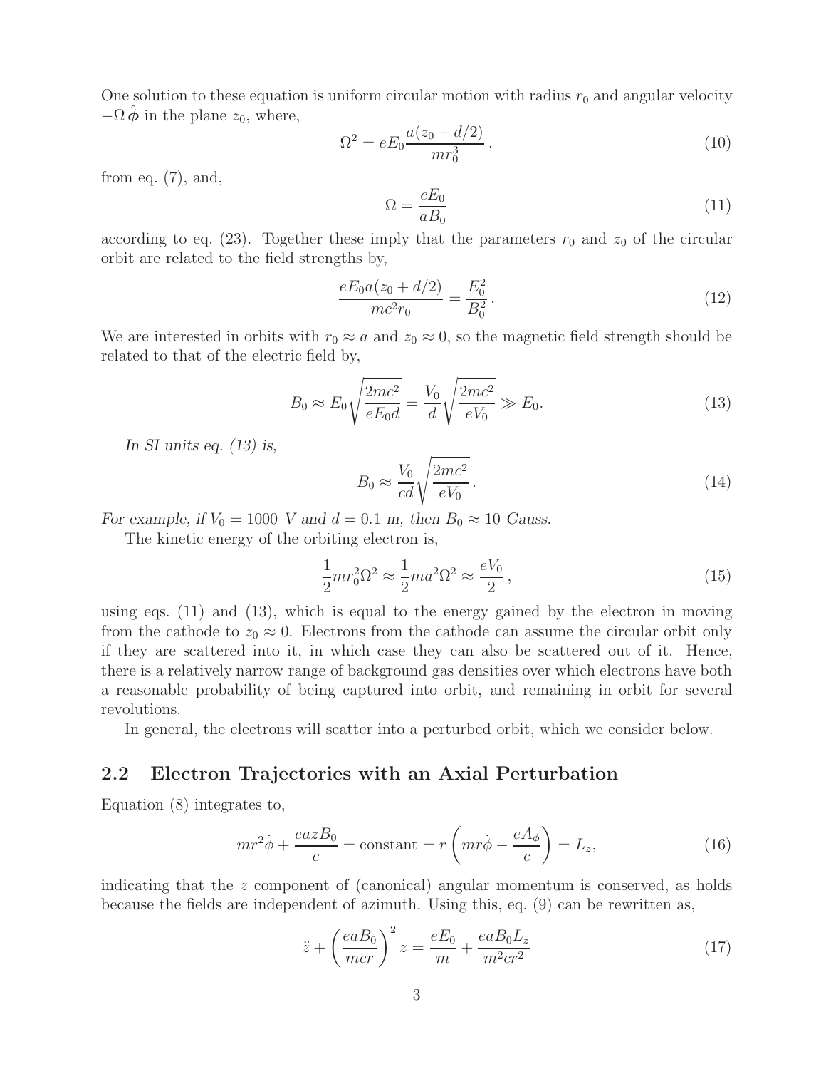One solution to these equation is uniform circular motion with radius $r_0$ and angular velocity $-\Omega\,\hat{\boldsymbol{\phi}}$ in the plane $z_0$, where,

$$\Omega^2 = eE_0 \frac{a(z_0 + d/2)}{mr_0^3}\,, \tag{10}$$

from eq. (7), and,

$$\Omega = \frac{cE_0}{aB_0} \tag{11}$$

according to eq. (23). Together these imply that the parameters $r_0$ and $z_0$ of the circular orbit are related to the field strengths by,

$$\frac{eE_0 a(z_0 + d/2)}{mc^2 r_0} = \frac{E_0^2}{B_0^2}\,. \tag{12}$$

We are interested in orbits with $r_0 \approx a$ and $z_0 \approx 0$, so the magnetic field strength should be related to that of the electric field by,

$$B_0 \approx E_0 \sqrt{\frac{2mc^2}{eE_0 d}} = \frac{V_0}{d}\sqrt{\frac{2mc^2}{eV_0}} \gg E_0. \tag{13}$$

*In SI units eq. (13) is,*

$$B_0 \approx \frac{V_0}{cd}\sqrt{\frac{2mc^2}{eV_0}}\,. \tag{14}$$

*For example, if $V_0 = 1000$ V and $d = 0.1$ m, then $B_0 \approx 10$ Gauss.*

The kinetic energy of the orbiting electron is,

$$\frac{1}{2}mr_0^2\Omega^2 \approx \frac{1}{2}ma^2\Omega^2 \approx \frac{eV_0}{2}\,, \tag{15}$$

using eqs. (11) and (13), which is equal to the energy gained by the electron in moving from the cathode to $z_0 \approx 0$. Electrons from the cathode can assume the circular orbit only if they are scattered into it, in which case they can also be scattered out of it. Hence, there is a relatively narrow range of background gas densities over which electrons have both a reasonable probability of being captured into orbit, and remaining in orbit for several revolutions.

In general, the electrons will scatter into a perturbed orbit, which we consider below.

## 2.2 Electron Trajectories with an Axial Perturbation

Equation (8) integrates to,

$$mr^2\dot{\phi} + \frac{eazB_0}{c} = \text{constant} = r\left(mr\dot{\phi} - \frac{eA_\phi}{c}\right) = L_z, \tag{16}$$

indicating that the $z$ component of (canonical) angular momentum is conserved, as holds because the fields are independent of azimuth. Using this, eq. (9) can be rewritten as,

$$\ddot{z} + \left(\frac{eaB_0}{mcr}\right)^2 z = \frac{eE_0}{m} + \frac{eaB_0 L_z}{m^2 cr^2} \tag{17}$$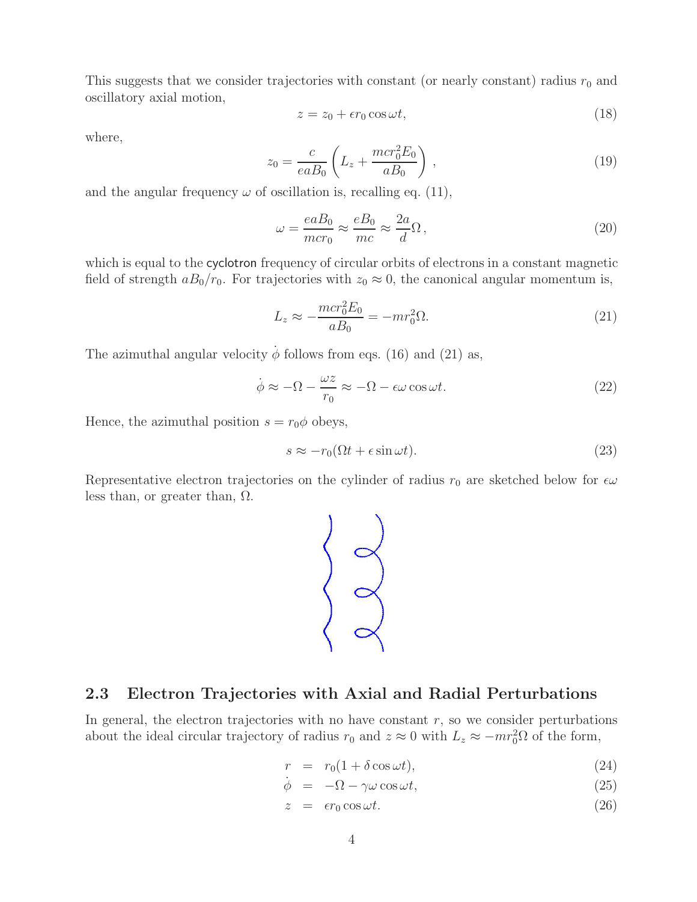This suggests that we consider trajectories with constant (or nearly constant) radius $r_0$ and oscillatory axial motion,

$$z = z_0 + \epsilon r_0 \cos \omega t, \tag{18}$$

where,

$$z_0 = \frac{c}{eaB_0}\left(L_z + \frac{mcr_0^2 E_0}{aB_0}\right), \tag{19}$$

and the angular frequency $\omega$ of oscillation is, recalling eq. (11),

$$\omega = \frac{eaB_0}{mcr_0} \approx \frac{eB_0}{mc} \approx \frac{2a}{d}\Omega\,, \tag{20}$$

which is equal to the cyclotron frequency of circular orbits of electrons in a constant magnetic field of strength $aB_0/r_0$. For trajectories with $z_0 \approx 0$, the canonical angular momentum is,

$$L_z \approx -\frac{mcr_0^2 E_0}{aB_0} = -mr_0^2\Omega. \tag{21}$$

The azimuthal angular velocity $\dot{\phi}$ follows from eqs. (16) and (21) as,

$$\dot{\phi} \approx -\Omega - \frac{\omega z}{r_0} \approx -\Omega - \epsilon\omega \cos \omega t. \tag{22}$$

Hence, the azimuthal position $s = r_0\phi$ obeys,

$$s \approx -r_0(\Omega t + \epsilon \sin \omega t). \tag{23}$$

Representative electron trajectories on the cylinder of radius $r_0$ are sketched below for $\epsilon\omega$ less than, or greater than, $\Omega$.

## 2.3 Electron Trajectories with Axial and Radial Perturbations

In general, the electron trajectories with no have constant $r$, so we consider perturbations about the ideal circular trajectory of radius $r_0$ and $z \approx 0$ with $L_z \approx -mr_0^2\Omega$ of the form,

$$r = r_0(1 + \delta \cos \omega t), \tag{24}$$

$$\dot{\phi} = -\Omega - \gamma\omega \cos \omega t, \tag{25}$$

$$z = \epsilon r_0 \cos \omega t. \tag{26}$$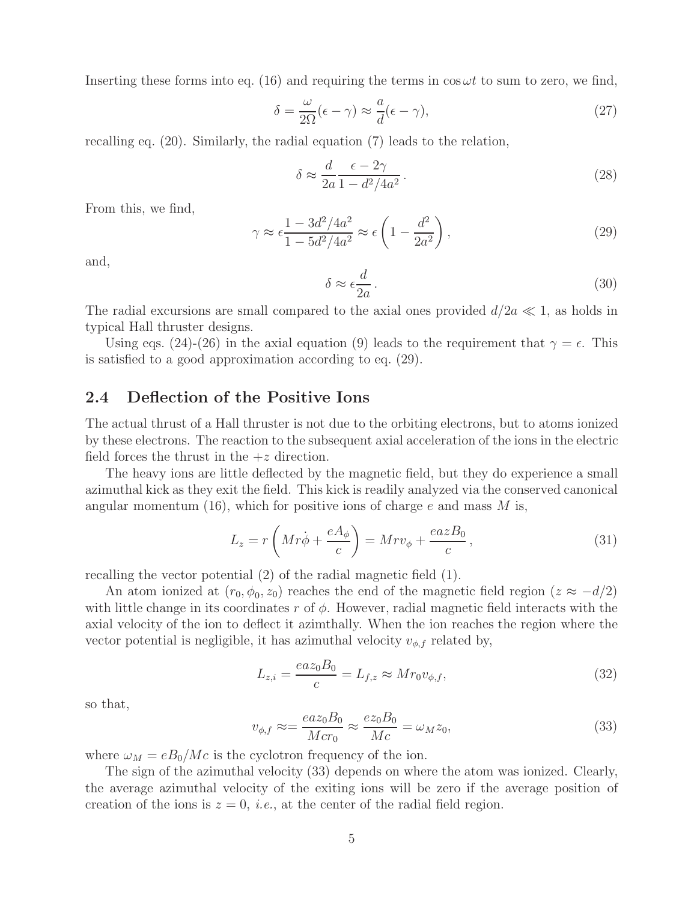Inserting these forms into eq. (16) and requiring the terms in $\cos\omega t$ to sum to zero, we find,

$$\delta = \frac{\omega}{2\Omega}(\epsilon - \gamma) \approx \frac{a}{d}(\epsilon - \gamma), \tag{27}$$

recalling eq. (20). Similarly, the radial equation (7) leads to the relation,

$$\delta \approx \frac{d}{2a}\frac{\epsilon - 2\gamma}{1 - d^2/4a^2}. \tag{28}$$

From this, we find,

$$\gamma \approx \epsilon\frac{1 - 3d^2/4a^2}{1 - 5d^2/4a^2} \approx \epsilon\left(1 - \frac{d^2}{2a^2}\right), \tag{29}$$

and,

$$\delta \approx \epsilon\frac{d}{2a}. \tag{30}$$

The radial excursions are small compared to the axial ones provided $d/2a \ll 1$, as holds in typical Hall thruster designs.

Using eqs. (24)-(26) in the axial equation (9) leads to the requirement that $\gamma = \epsilon$. This is satisfied to a good approximation according to eq. (29).

## 2.4 Deflection of the Positive Ions

The actual thrust of a Hall thruster is not due to the orbiting electrons, but to atoms ionized by these electrons. The reaction to the subsequent axial acceleration of the ions in the electric field forces the thrust in the $+z$ direction.

The heavy ions are little deflected by the magnetic field, but they do experience a small azimuthal kick as they exit the field. This kick is readily analyzed via the conserved canonical angular momentum (16), which for positive ions of charge $e$ and mass $M$ is,

$$L_z = r\left(Mr\dot{\phi} + \frac{eA_\phi}{c}\right) = Mrv_\phi + \frac{eazB_0}{c}, \tag{31}$$

recalling the vector potential (2) of the radial magnetic field (1).

An atom ionized at $(r_0, \phi_0, z_0)$ reaches the end of the magnetic field region ($z \approx -d/2$) with little change in its coordinates $r$ of $\phi$. However, radial magnetic field interacts with the axial velocity of the ion to deflect it azimthally. When the ion reaches the region where the vector potential is negligible, it has azimuthal velocity $v_{\phi,f}$ related by,

$$L_{z,i} = \frac{eaz_0B_0}{c} = L_{f,z} \approx Mr_0v_{\phi,f}, \tag{32}$$

so that,

$$v_{\phi,f} \approx = \frac{eaz_0B_0}{Mcr_0} \approx \frac{ez_0B_0}{Mc} = \omega_M z_0, \tag{33}$$

where $\omega_M = eB_0/Mc$ is the cyclotron frequency of the ion.

The sign of the azimuthal velocity (33) depends on where the atom was ionized. Clearly, the average azimuthal velocity of the exiting ions will be zero if the average position of creation of the ions is $z = 0$, *i.e.*, at the center of the radial field region.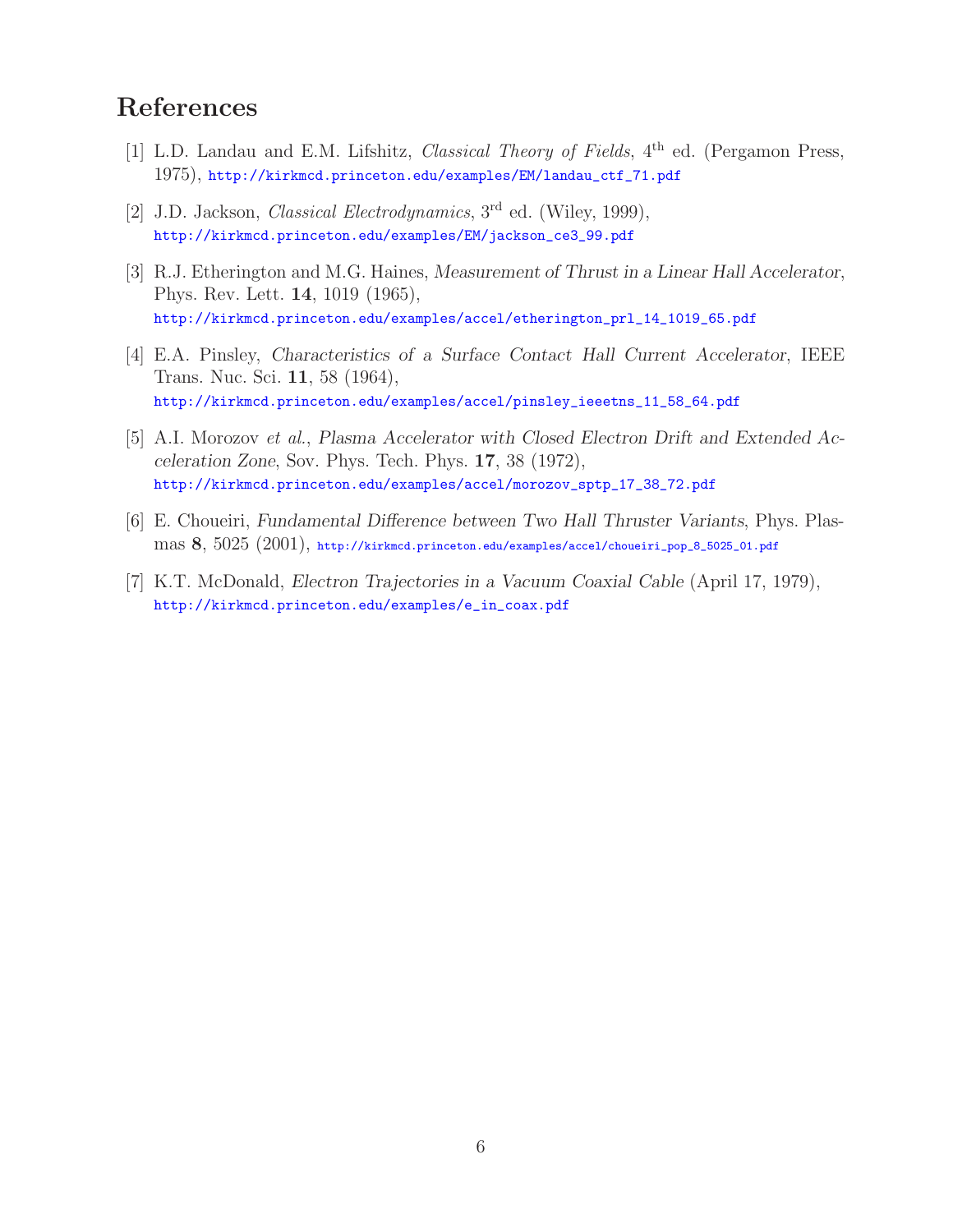# References

[1] L.D. Landau and E.M. Lifshitz, *Classical Theory of Fields*, 4th ed. (Pergamon Press, 1975), http://kirkmcd.princeton.edu/examples/EM/landau_ctf_71.pdf

[2] J.D. Jackson, *Classical Electrodynamics*, 3rd ed. (Wiley, 1999), http://kirkmcd.princeton.edu/examples/EM/jackson_ce3_99.pdf

[3] R.J. Etherington and M.G. Haines, *Measurement of Thrust in a Linear Hall Accelerator*, Phys. Rev. Lett. **14**, 1019 (1965), http://kirkmcd.princeton.edu/examples/accel/etherington_prl_14_1019_65.pdf

[4] E.A. Pinsley, *Characteristics of a Surface Contact Hall Current Accelerator*, IEEE Trans. Nuc. Sci. **11**, 58 (1964), http://kirkmcd.princeton.edu/examples/accel/pinsley_ieeetns_11_58_64.pdf

[5] A.I. Morozov *et al.*, *Plasma Accelerator with Closed Electron Drift and Extended Acceleration Zone*, Sov. Phys. Tech. Phys. **17**, 38 (1972), http://kirkmcd.princeton.edu/examples/accel/morozov_sptp_17_38_72.pdf

[6] E. Choueiri, *Fundamental Difference between Two Hall Thruster Variants*, Phys. Plasmas **8**, 5025 (2001), http://kirkmcd.princeton.edu/examples/accel/choueiri_pop_8_5025_01.pdf

[7] K.T. McDonald, *Electron Trajectories in a Vacuum Coaxial Cable* (April 17, 1979), http://kirkmcd.princeton.edu/examples/e_in_coax.pdf